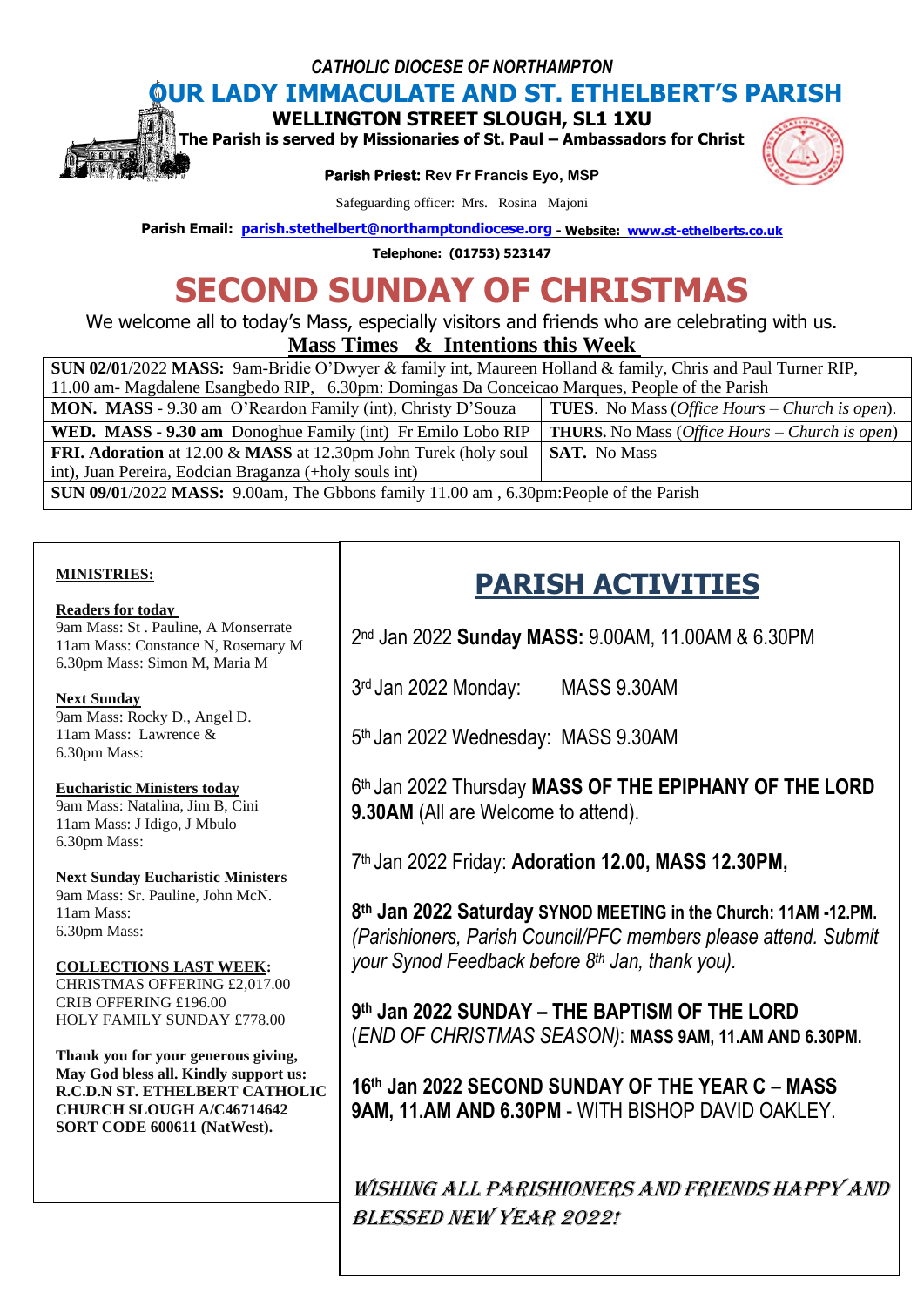*CATHOLIC DIOCESE OF NORTHAMPTON*

# OUR LADY IMMACULATE AND ST. ETHELBERT'S PARISH

**WELLINGTON STREET SLOUGH, SL1 1XU**

**The Parish is served by Missionaries of St. Paul – Ambassadors for Christ**

**Parish Priest:** Rev Fr Francis Eyo, MSP

Safeguarding officer: Mrs. Rosina Majoni

**Parish Email:** parish.stethelbert@northamptondiocese.org - **Website:** www.st-ethelberts.co.uk

**Telephone: (01753) 523147**

# SECOND SUNDAY OF CHRISTMAS

We welcome all to today's Mass, especially visitors and friends who are celebrating with us.

## Mass Times & Intentions this Week

| | |
|---|---|
| **SUN 02/01**/2022 **MASS:** 9am-Bridie O'Dwyer & family int, Maureen Holland & family, Chris and Paul Turner RIP, 11.00 am- Magdalene Esangbedo RIP, 6.30pm: Domingas Da Conceicao Marques, People of the Parish | |
| **MON. MASS** - 9.30 am O'Reardon Family (int), Christy D'Souza | **TUES**. No Mass (*Office Hours – Church is open*). |
| **WED. MASS - 9.30 am** Donoghue Family (int) Fr Emilo Lobo RIP | **THURS.** No Mass (*Office Hours – Church is open*) |
| **FRI. Adoration** at 12.00 & **MASS** at 12.30pm John Turek (holy soul int), Juan Pereira, Eodcian Braganza (+holy souls int) | **SAT.** No Mass |
| **SUN 09/01**/2022 **MASS:** 9.00am, The Gbbons family 11.00 am , 6.30pm:People of the Parish | |

**MINISTRIES:**

**Readers for today**
9am Mass: St . Pauline, A Monserrate
11am Mass: Constance N, Rosemary M
6.30pm Mass: Simon M, Maria M

**Next Sunday**
9am Mass: Rocky D., Angel D.
11am Mass: Lawrence &
6.30pm Mass:

**Eucharistic Ministers today**
9am Mass: Natalina, Jim B, Cini
11am Mass: J Idigo, J Mbulo
6.30pm Mass:

**Next Sunday Eucharistic Ministers**
9am Mass: Sr. Pauline, John McN.
11am Mass:
6.30pm Mass:

**COLLECTIONS LAST WEEK:**
CHRISTMAS OFFERING £2,017.00
CRIB OFFERING £196.00
HOLY FAMILY SUNDAY £778.00

**Thank you for your generous giving, May God bless all. Kindly support us: R.C.D.N ST. ETHELBERT CATHOLIC CHURCH SLOUGH A/C46714642 SORT CODE 600611 (NatWest).**

## PARISH ACTIVITIES

2nd Jan 2022 **Sunday MASS:** 9.00AM, 11.00AM & 6.30PM

3rd Jan 2022 Monday: MASS 9.30AM

5th Jan 2022 Wednesday: MASS 9.30AM

6th Jan 2022 Thursday **MASS OF THE EPIPHANY OF THE LORD 9.30AM** (All are Welcome to attend).

7th Jan 2022 Friday: **Adoration 12.00, MASS 12.30PM,**

**8th Jan 2022 Saturday SYNOD MEETING in the Church: 11AM -12.PM.** *(Parishioners, Parish Council/PFC members please attend. Submit your Synod Feedback before 8th Jan, thank you).*

**9th Jan 2022 SUNDAY – THE BAPTISM OF THE LORD** (*END OF CHRISTMAS SEASON*): **MASS 9AM, 11.AM AND 6.30PM.**

**16th Jan 2022 SECOND SUNDAY OF THE YEAR C – MASS 9AM, 11.AM AND 6.30PM** - WITH BISHOP DAVID OAKLEY.

***WISHING ALL PARISHIONERS AND FRIENDS HAPPY AND BLESSED NEW YEAR 2022!***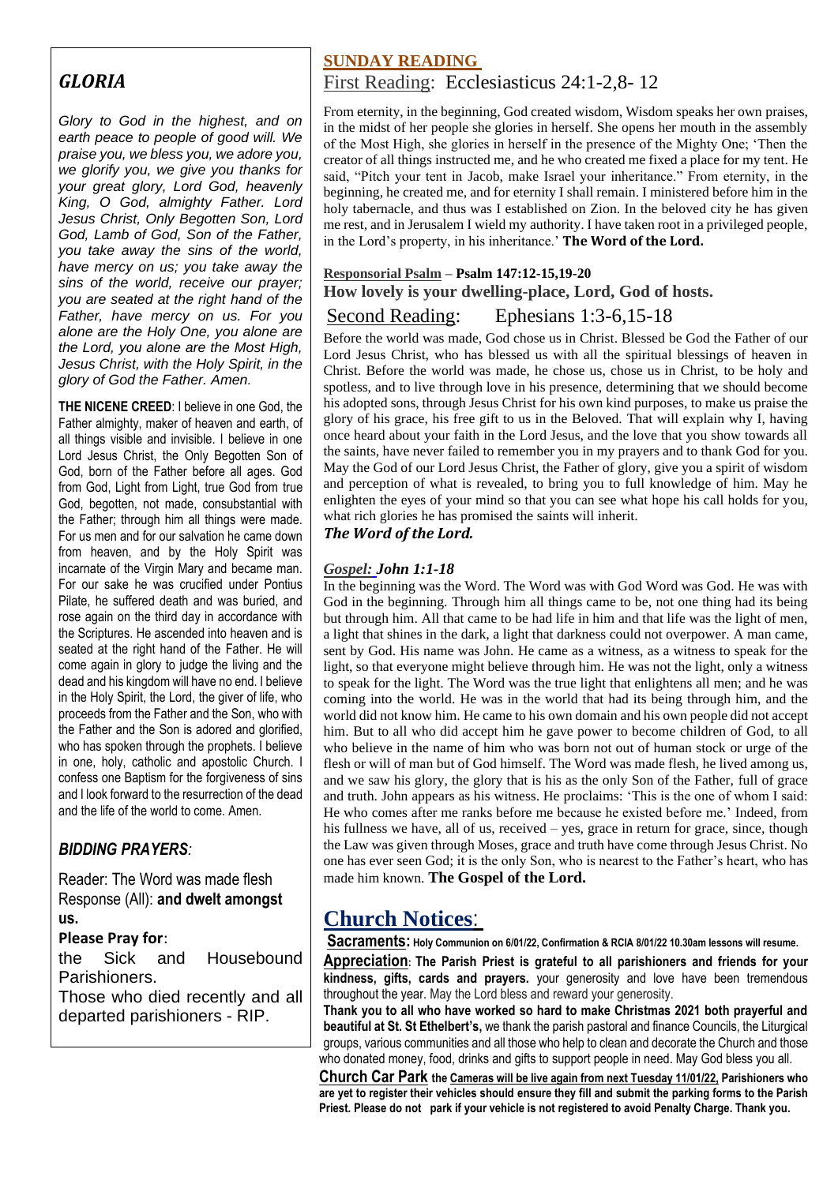## *GLORIA*

*Glory to God in the highest, and on earth peace to people of good will. We praise you, we bless you, we adore you, we glorify you, we give you thanks for your great glory, Lord God, heavenly King, O God, almighty Father. Lord Jesus Christ, Only Begotten Son, Lord God, Lamb of God, Son of the Father, you take away the sins of the world, have mercy on us; you take away the sins of the world, receive our prayer; you are seated at the right hand of the Father, have mercy on us. For you alone are the Holy One, you alone are the Lord, you alone are the Most High, Jesus Christ, with the Holy Spirit, in the glory of God the Father. Amen.*

**THE NICENE CREED**: I believe in one God, the Father almighty, maker of heaven and earth, of all things visible and invisible. I believe in one Lord Jesus Christ, the Only Begotten Son of God, born of the Father before all ages. God from God, Light from Light, true God from true God, begotten, not made, consubstantial with the Father; through him all things were made. For us men and for our salvation he came down from heaven, and by the Holy Spirit was incarnate of the Virgin Mary and became man. For our sake he was crucified under Pontius Pilate, he suffered death and was buried, and rose again on the third day in accordance with the Scriptures. He ascended into heaven and is seated at the right hand of the Father. He will come again in glory to judge the living and the dead and his kingdom will have no end. I believe in the Holy Spirit, the Lord, the giver of life, who proceeds from the Father and the Son, who with the Father and the Son is adored and glorified, who has spoken through the prophets. I believe in one, holy, catholic and apostolic Church. I confess one Baptism for the forgiveness of sins and I look forward to the resurrection of the dead and the life of the world to come. Amen.

## *BIDDING PRAYERS:*

Reader: The Word was made flesh
Response (All): **and dwelt amongst us.**

**Please Pray for**:
the Sick and Housebound Parishioners.
Those who died recently and all departed parishioners - RIP.

## SUNDAY READING

### First Reading: Ecclesiasticus 24:1-2,8- 12

From eternity, in the beginning, God created wisdom, Wisdom speaks her own praises, in the midst of her people she glories in herself. She opens her mouth in the assembly of the Most High, she glories in herself in the presence of the Mighty One; 'Then the creator of all things instructed me, and he who created me fixed a place for my tent. He said, "Pitch your tent in Jacob, make Israel your inheritance." From eternity, in the beginning, he created me, and for eternity I shall remain. I ministered before him in the holy tabernacle, and thus was I established on Zion. In the beloved city he has given me rest, and in Jerusalem I wield my authority. I have taken root in a privileged people, in the Lord's property, in his inheritance.' **The Word of the Lord.**

**Responsorial Psalm – Psalm 147:12-15,19-20**
**How lovely is your dwelling-place, Lord, God of hosts.**

### Second Reading: Ephesians 1:3-6,15-18

Before the world was made, God chose us in Christ. Blessed be God the Father of our Lord Jesus Christ, who has blessed us with all the spiritual blessings of heaven in Christ. Before the world was made, he chose us, chose us in Christ, to be holy and spotless, and to live through love in his presence, determining that we should become his adopted sons, through Jesus Christ for his own kind purposes, to make us praise the glory of his grace, his free gift to us in the Beloved. That will explain why I, having once heard about your faith in the Lord Jesus, and the love that you show towards all the saints, have never failed to remember you in my prayers and to thank God for you. May the God of our Lord Jesus Christ, the Father of glory, give you a spirit of wisdom and perception of what is revealed, to bring you to full knowledge of him. May he enlighten the eyes of your mind so that you can see what hope his call holds for you, what rich glories he has promised the saints will inherit.
***The Word of the Lord.***

### *Gospel: John 1:1-18*

In the beginning was the Word. The Word was with God Word was God. He was with God in the beginning. Through him all things came to be, not one thing had its being but through him. All that came to be had life in him and that life was the light of men, a light that shines in the dark, a light that darkness could not overpower. A man came, sent by God. His name was John. He came as a witness, as a witness to speak for the light, so that everyone might believe through him. He was not the light, only a witness to speak for the light. The Word was the true light that enlightens all men; and he was coming into the world. He was in the world that had its being through him, and the world did not know him. He came to his own domain and his own people did not accept him. But to all who did accept him he gave power to become children of God, to all who believe in the name of him who was born not out of human stock or urge of the flesh or will of man but of God himself. The Word was made flesh, he lived among us, and we saw his glory, the glory that is his as the only Son of the Father, full of grace and truth. John appears as his witness. He proclaims: 'This is the one of whom I said: He who comes after me ranks before me because he existed before me.' Indeed, from his fullness we have, all of us, received – yes, grace in return for grace, since, though the Law was given through Moses, grace and truth have come through Jesus Christ. No one has ever seen God; it is the only Son, who is nearest to the Father's heart, who has made him known. **The Gospel of the Lord.**

## Church Notices:

**Sacraments: Holy Communion on 6/01/22, Confirmation & RCIA 8/01/22 10.30am lessons will resume.**

**Appreciation: The Parish Priest is grateful to all parishioners and friends for your kindness, gifts, cards and prayers.** your generosity and love have been tremendous throughout the year. May the Lord bless and reward your generosity.

**Thank you to all who have worked so hard to make Christmas 2021 both prayerful and beautiful at St. St Ethelbert's,** we thank the parish pastoral and finance Councils, the Liturgical groups, various communities and all those who help to clean and decorate the Church and those who donated money, food, drinks and gifts to support people in need. May God bless you all.

**Church Car Park the Cameras will be live again from next Tuesday 11/01/22, Parishioners who are yet to register their vehicles should ensure they fill and submit the parking forms to the Parish Priest. Please do not park if your vehicle is not registered to avoid Penalty Charge. Thank you.**